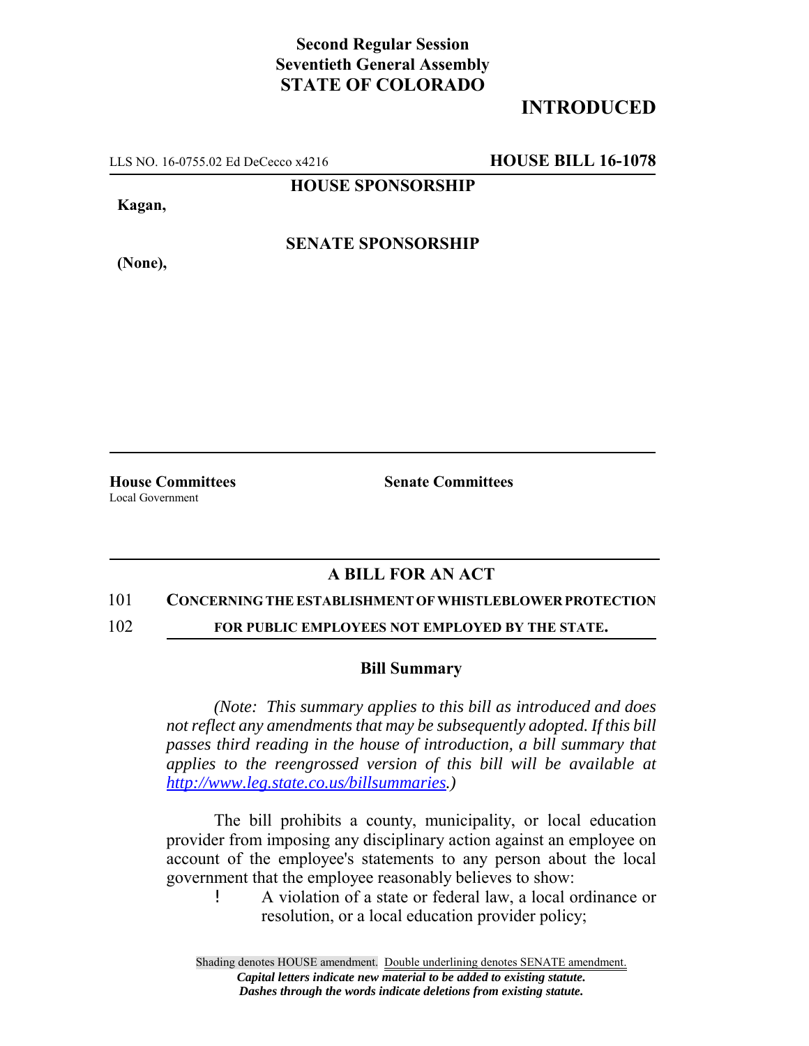**Second Regular Session**
**Seventieth General Assembly**
**STATE OF COLORADO**

**INTRODUCED**

LLS NO. 16-0755.02 Ed DeCecco x4216 **HOUSE BILL 16-1078**

**HOUSE SPONSORSHIP**

**Kagan,**

**SENATE SPONSORSHIP**

**(None),**

**House Committees**
Local Government

**Senate Committees**

## A BILL FOR AN ACT

101 **CONCERNING THE ESTABLISHMENT OF WHISTLEBLOWER PROTECTION**
102 **FOR PUBLIC EMPLOYEES NOT EMPLOYED BY THE STATE.**

### Bill Summary

*(Note: This summary applies to this bill as introduced and does not reflect any amendments that may be subsequently adopted. If this bill passes third reading in the house of introduction, a bill summary that applies to the reengrossed version of this bill will be available at http://www.leg.state.co.us/billsummaries.)*

The bill prohibits a county, municipality, or local education provider from imposing any disciplinary action against an employee on account of the employee's statements to any person about the local government that the employee reasonably believes to show:

- A violation of a state or federal law, a local ordinance or resolution, or a local education provider policy;

Shading denotes HOUSE amendment. Double underlining denotes SENATE amendment.
*Capital letters indicate new material to be added to existing statute.*
*Dashes through the words indicate deletions from existing statute.*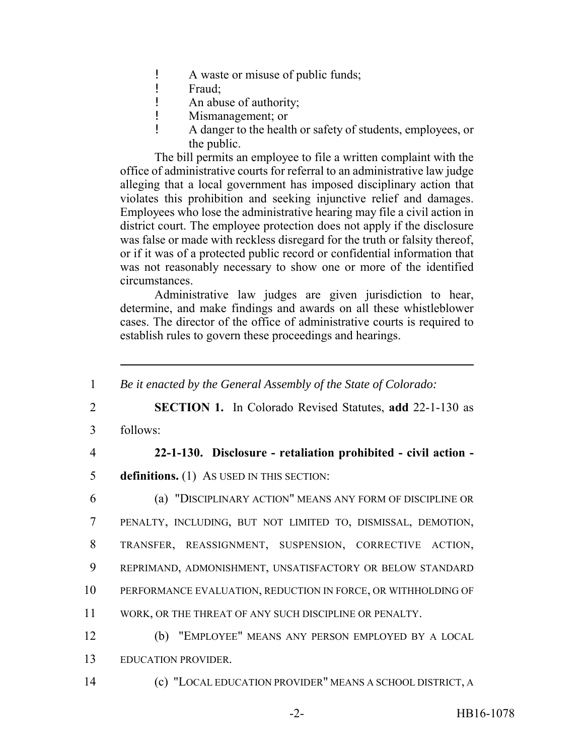- A waste or misuse of public funds;
- Fraud;
- An abuse of authority;
- Mismanagement; or
- A danger to the health or safety of students, employees, or the public.

The bill permits an employee to file a written complaint with the office of administrative courts for referral to an administrative law judge alleging that a local government has imposed disciplinary action that violates this prohibition and seeking injunctive relief and damages. Employees who lose the administrative hearing may file a civil action in district court. The employee protection does not apply if the disclosure was false or made with reckless disregard for the truth or falsity thereof, or if it was of a protected public record or confidential information that was not reasonably necessary to show one or more of the identified circumstances.

Administrative law judges are given jurisdiction to hear, determine, and make findings and awards on all these whistleblower cases. The director of the office of administrative courts is required to establish rules to govern these proceedings and hearings.

---

1 *Be it enacted by the General Assembly of the State of Colorado:*

2 **SECTION 1.** In Colorado Revised Statutes, **add** 22-1-130 as

3 follows:

4 **22-1-130. Disclosure - retaliation prohibited - civil action -**

5 **definitions.** (1) AS USED IN THIS SECTION:

6 (a) "DISCIPLINARY ACTION" MEANS ANY FORM OF DISCIPLINE OR

7 PENALTY, INCLUDING, BUT NOT LIMITED TO, DISMISSAL, DEMOTION,

8 TRANSFER, REASSIGNMENT, SUSPENSION, CORRECTIVE ACTION,

9 REPRIMAND, ADMONISHMENT, UNSATISFACTORY OR BELOW STANDARD

10 PERFORMANCE EVALUATION, REDUCTION IN FORCE, OR WITHHOLDING OF

11 WORK, OR THE THREAT OF ANY SUCH DISCIPLINE OR PENALTY.

12 (b) "EMPLOYEE" MEANS ANY PERSON EMPLOYED BY A LOCAL

13 EDUCATION PROVIDER.

14 (c) "LOCAL EDUCATION PROVIDER" MEANS A SCHOOL DISTRICT, A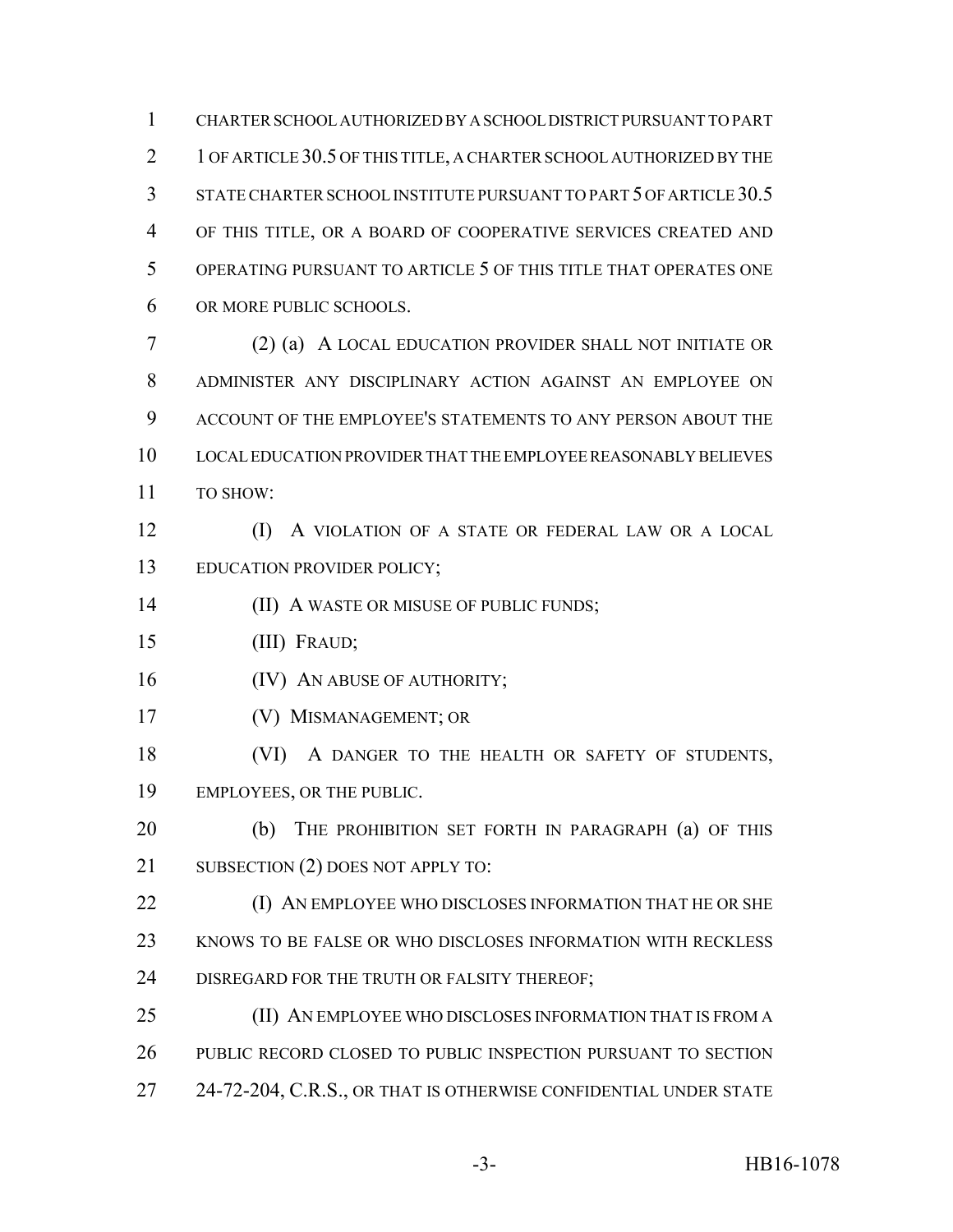CHARTER SCHOOL AUTHORIZED BY A SCHOOL DISTRICT PURSUANT TO PART 1 OF ARTICLE 30.5 OF THIS TITLE, A CHARTER SCHOOL AUTHORIZED BY THE STATE CHARTER SCHOOL INSTITUTE PURSUANT TO PART 5 OF ARTICLE 30.5 OF THIS TITLE, OR A BOARD OF COOPERATIVE SERVICES CREATED AND OPERATING PURSUANT TO ARTICLE 5 OF THIS TITLE THAT OPERATES ONE OR MORE PUBLIC SCHOOLS.

(2) (a) A LOCAL EDUCATION PROVIDER SHALL NOT INITIATE OR ADMINISTER ANY DISCIPLINARY ACTION AGAINST AN EMPLOYEE ON ACCOUNT OF THE EMPLOYEE'S STATEMENTS TO ANY PERSON ABOUT THE LOCAL EDUCATION PROVIDER THAT THE EMPLOYEE REASONABLY BELIEVES TO SHOW:

(I) A VIOLATION OF A STATE OR FEDERAL LAW OR A LOCAL EDUCATION PROVIDER POLICY;

(II) A WASTE OR MISUSE OF PUBLIC FUNDS;

(III) FRAUD;

(IV) AN ABUSE OF AUTHORITY;

(V) MISMANAGEMENT; OR

(VI) A DANGER TO THE HEALTH OR SAFETY OF STUDENTS, EMPLOYEES, OR THE PUBLIC.

(b) THE PROHIBITION SET FORTH IN PARAGRAPH (a) OF THIS SUBSECTION (2) DOES NOT APPLY TO:

(I) AN EMPLOYEE WHO DISCLOSES INFORMATION THAT HE OR SHE KNOWS TO BE FALSE OR WHO DISCLOSES INFORMATION WITH RECKLESS DISREGARD FOR THE TRUTH OR FALSITY THEREOF;

(II) AN EMPLOYEE WHO DISCLOSES INFORMATION THAT IS FROM A PUBLIC RECORD CLOSED TO PUBLIC INSPECTION PURSUANT TO SECTION 24-72-204, C.R.S., OR THAT IS OTHERWISE CONFIDENTIAL UNDER STATE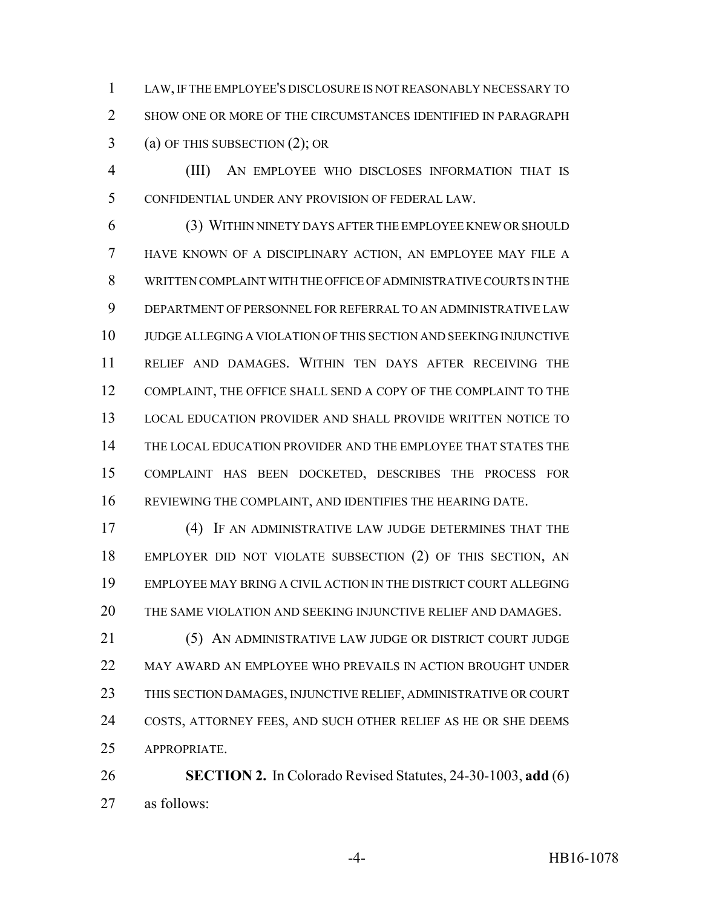LAW, IF THE EMPLOYEE'S DISCLOSURE IS NOT REASONABLY NECESSARY TO SHOW ONE OR MORE OF THE CIRCUMSTANCES IDENTIFIED IN PARAGRAPH (a) OF THIS SUBSECTION (2); OR

(III) AN EMPLOYEE WHO DISCLOSES INFORMATION THAT IS CONFIDENTIAL UNDER ANY PROVISION OF FEDERAL LAW.

(3) WITHIN NINETY DAYS AFTER THE EMPLOYEE KNEW OR SHOULD HAVE KNOWN OF A DISCIPLINARY ACTION, AN EMPLOYEE MAY FILE A WRITTEN COMPLAINT WITH THE OFFICE OF ADMINISTRATIVE COURTS IN THE DEPARTMENT OF PERSONNEL FOR REFERRAL TO AN ADMINISTRATIVE LAW JUDGE ALLEGING A VIOLATION OF THIS SECTION AND SEEKING INJUNCTIVE RELIEF AND DAMAGES. WITHIN TEN DAYS AFTER RECEIVING THE COMPLAINT, THE OFFICE SHALL SEND A COPY OF THE COMPLAINT TO THE LOCAL EDUCATION PROVIDER AND SHALL PROVIDE WRITTEN NOTICE TO THE LOCAL EDUCATION PROVIDER AND THE EMPLOYEE THAT STATES THE COMPLAINT HAS BEEN DOCKETED, DESCRIBES THE PROCESS FOR REVIEWING THE COMPLAINT, AND IDENTIFIES THE HEARING DATE.

(4) IF AN ADMINISTRATIVE LAW JUDGE DETERMINES THAT THE EMPLOYER DID NOT VIOLATE SUBSECTION (2) OF THIS SECTION, AN EMPLOYEE MAY BRING A CIVIL ACTION IN THE DISTRICT COURT ALLEGING THE SAME VIOLATION AND SEEKING INJUNCTIVE RELIEF AND DAMAGES.

(5) AN ADMINISTRATIVE LAW JUDGE OR DISTRICT COURT JUDGE MAY AWARD AN EMPLOYEE WHO PREVAILS IN ACTION BROUGHT UNDER THIS SECTION DAMAGES, INJUNCTIVE RELIEF, ADMINISTRATIVE OR COURT COSTS, ATTORNEY FEES, AND SUCH OTHER RELIEF AS HE OR SHE DEEMS APPROPRIATE.

**SECTION 2.** In Colorado Revised Statutes, 24-30-1003, **add** (6) as follows: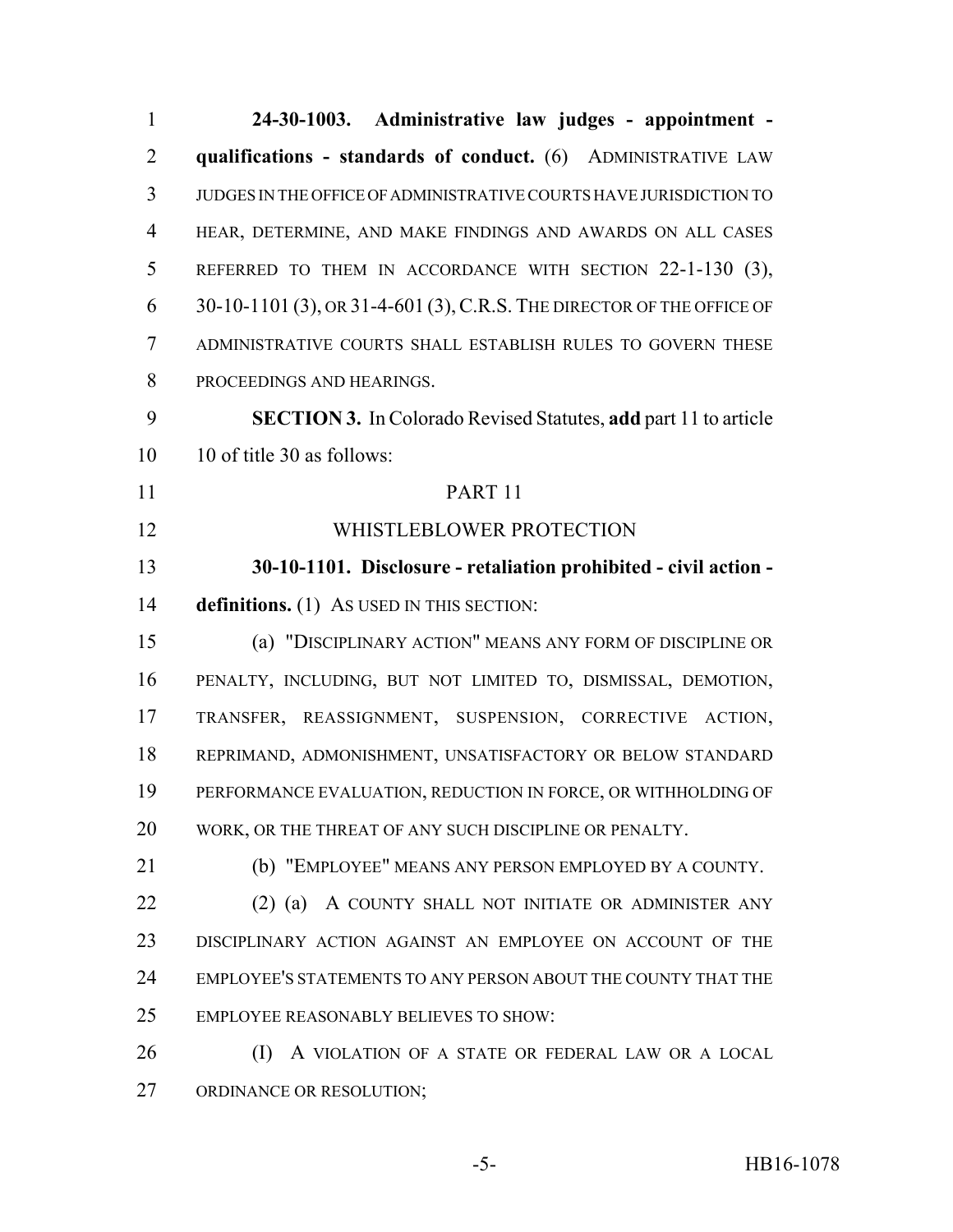**24-30-1003. Administrative law judges - appointment - qualifications - standards of conduct.** (6) ADMINISTRATIVE LAW JUDGES IN THE OFFICE OF ADMINISTRATIVE COURTS HAVE JURISDICTION TO HEAR, DETERMINE, AND MAKE FINDINGS AND AWARDS ON ALL CASES REFERRED TO THEM IN ACCORDANCE WITH SECTION 22-1-130 (3), 30-10-1101 (3), OR 31-4-601 (3), C.R.S. THE DIRECTOR OF THE OFFICE OF ADMINISTRATIVE COURTS SHALL ESTABLISH RULES TO GOVERN THESE PROCEEDINGS AND HEARINGS.

**SECTION 3.** In Colorado Revised Statutes, **add** part 11 to article 10 of title 30 as follows:

PART 11

WHISTLEBLOWER PROTECTION

**30-10-1101. Disclosure - retaliation prohibited - civil action - definitions.** (1) AS USED IN THIS SECTION:

(a) "DISCIPLINARY ACTION" MEANS ANY FORM OF DISCIPLINE OR PENALTY, INCLUDING, BUT NOT LIMITED TO, DISMISSAL, DEMOTION, TRANSFER, REASSIGNMENT, SUSPENSION, CORRECTIVE ACTION, REPRIMAND, ADMONISHMENT, UNSATISFACTORY OR BELOW STANDARD PERFORMANCE EVALUATION, REDUCTION IN FORCE, OR WITHHOLDING OF WORK, OR THE THREAT OF ANY SUCH DISCIPLINE OR PENALTY.

(b) "EMPLOYEE" MEANS ANY PERSON EMPLOYED BY A COUNTY.

(2) (a) A COUNTY SHALL NOT INITIATE OR ADMINISTER ANY DISCIPLINARY ACTION AGAINST AN EMPLOYEE ON ACCOUNT OF THE EMPLOYEE'S STATEMENTS TO ANY PERSON ABOUT THE COUNTY THAT THE EMPLOYEE REASONABLY BELIEVES TO SHOW:

(I) A VIOLATION OF A STATE OR FEDERAL LAW OR A LOCAL ORDINANCE OR RESOLUTION;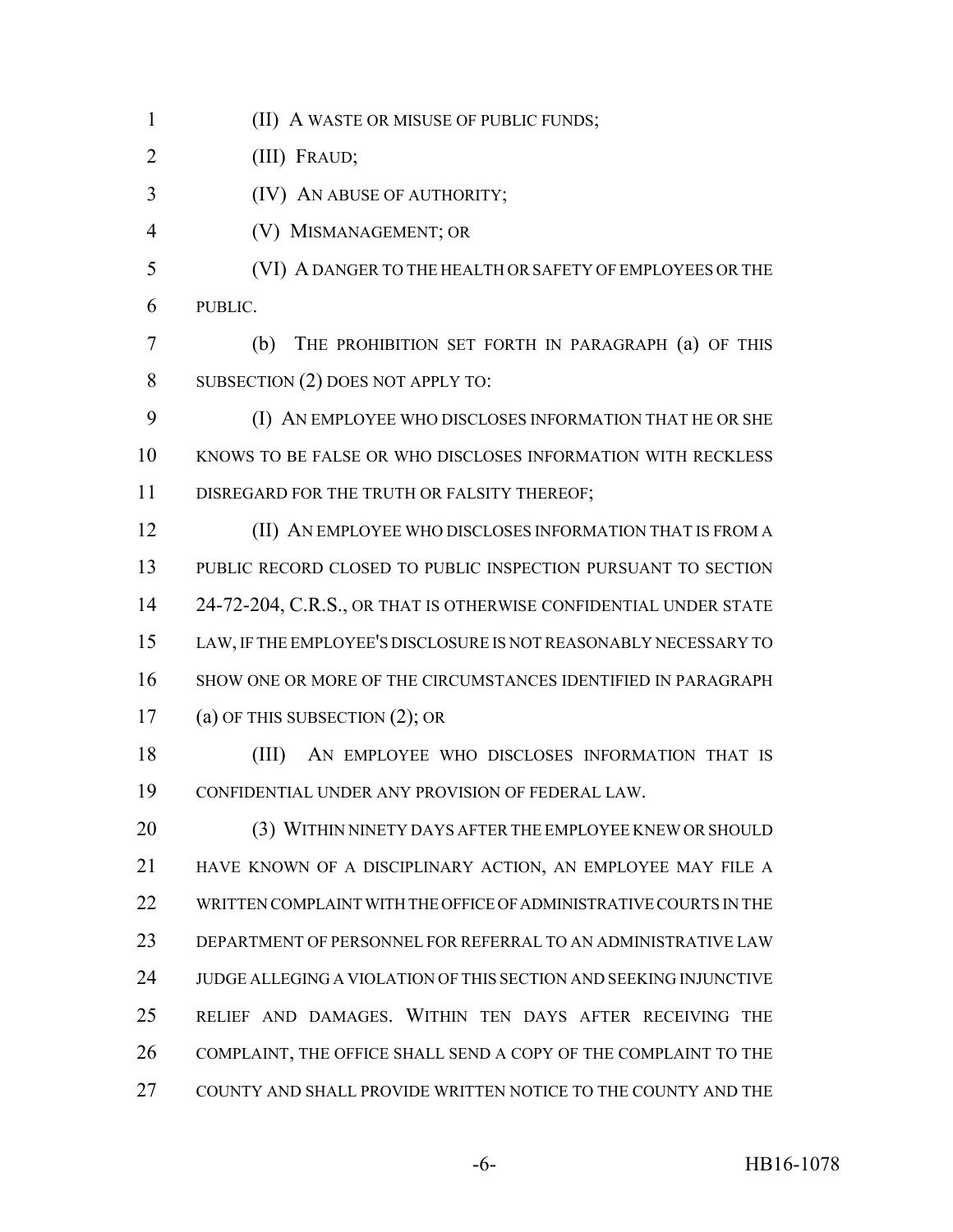(II) A WASTE OR MISUSE OF PUBLIC FUNDS;

(III) FRAUD;

(IV) AN ABUSE OF AUTHORITY;

(V) MISMANAGEMENT; OR

(VI) A DANGER TO THE HEALTH OR SAFETY OF EMPLOYEES OR THE PUBLIC.

(b) THE PROHIBITION SET FORTH IN PARAGRAPH (a) OF THIS SUBSECTION (2) DOES NOT APPLY TO:

(I) AN EMPLOYEE WHO DISCLOSES INFORMATION THAT HE OR SHE KNOWS TO BE FALSE OR WHO DISCLOSES INFORMATION WITH RECKLESS DISREGARD FOR THE TRUTH OR FALSITY THEREOF;

(II) AN EMPLOYEE WHO DISCLOSES INFORMATION THAT IS FROM A PUBLIC RECORD CLOSED TO PUBLIC INSPECTION PURSUANT TO SECTION 24-72-204, C.R.S., OR THAT IS OTHERWISE CONFIDENTIAL UNDER STATE LAW, IF THE EMPLOYEE'S DISCLOSURE IS NOT REASONABLY NECESSARY TO SHOW ONE OR MORE OF THE CIRCUMSTANCES IDENTIFIED IN PARAGRAPH (a) OF THIS SUBSECTION (2); OR

(III) AN EMPLOYEE WHO DISCLOSES INFORMATION THAT IS CONFIDENTIAL UNDER ANY PROVISION OF FEDERAL LAW.

(3) WITHIN NINETY DAYS AFTER THE EMPLOYEE KNEW OR SHOULD HAVE KNOWN OF A DISCIPLINARY ACTION, AN EMPLOYEE MAY FILE A WRITTEN COMPLAINT WITH THE OFFICE OF ADMINISTRATIVE COURTS IN THE DEPARTMENT OF PERSONNEL FOR REFERRAL TO AN ADMINISTRATIVE LAW JUDGE ALLEGING A VIOLATION OF THIS SECTION AND SEEKING INJUNCTIVE RELIEF AND DAMAGES. WITHIN TEN DAYS AFTER RECEIVING THE COMPLAINT, THE OFFICE SHALL SEND A COPY OF THE COMPLAINT TO THE COUNTY AND SHALL PROVIDE WRITTEN NOTICE TO THE COUNTY AND THE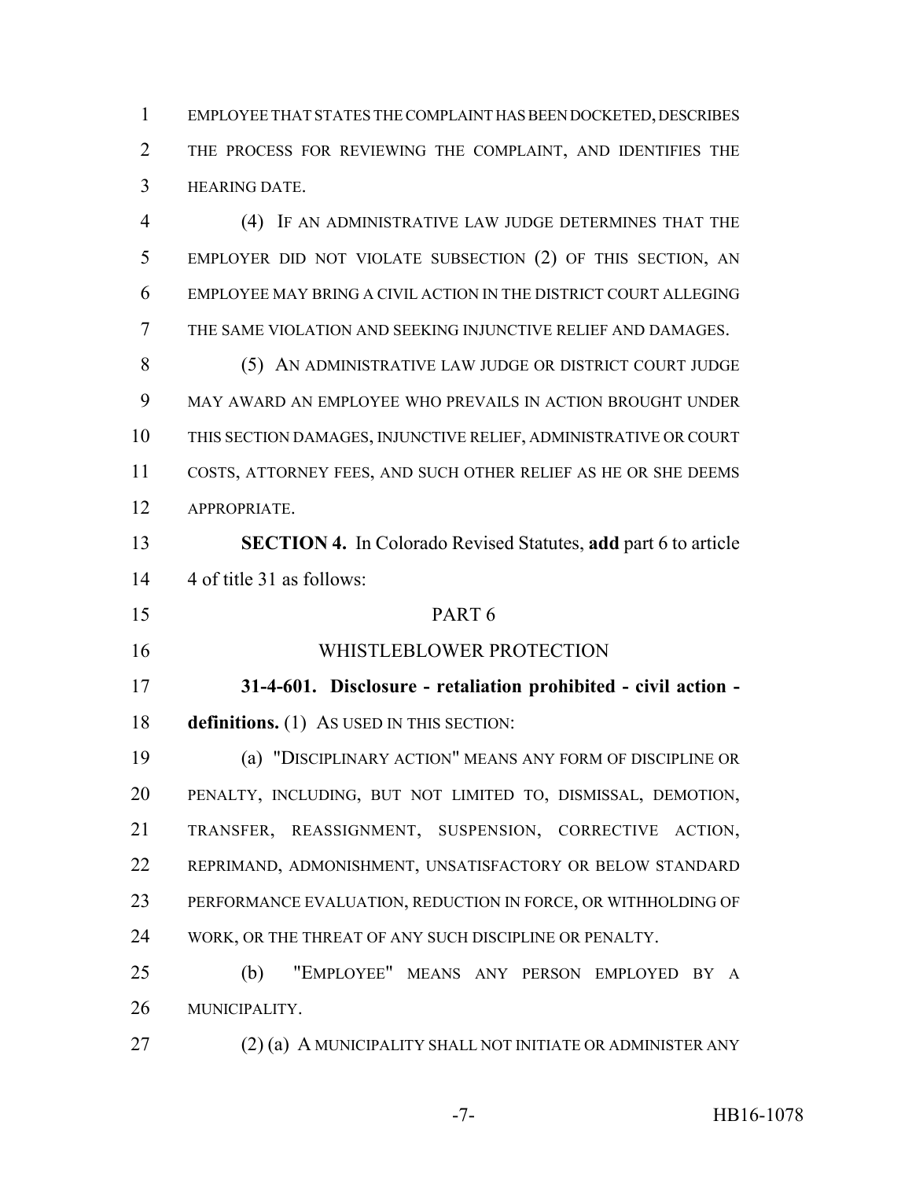EMPLOYEE THAT STATES THE COMPLAINT HAS BEEN DOCKETED, DESCRIBES THE PROCESS FOR REVIEWING THE COMPLAINT, AND IDENTIFIES THE HEARING DATE.

(4) IF AN ADMINISTRATIVE LAW JUDGE DETERMINES THAT THE EMPLOYER DID NOT VIOLATE SUBSECTION (2) OF THIS SECTION, AN EMPLOYEE MAY BRING A CIVIL ACTION IN THE DISTRICT COURT ALLEGING THE SAME VIOLATION AND SEEKING INJUNCTIVE RELIEF AND DAMAGES.

(5) AN ADMINISTRATIVE LAW JUDGE OR DISTRICT COURT JUDGE MAY AWARD AN EMPLOYEE WHO PREVAILS IN ACTION BROUGHT UNDER THIS SECTION DAMAGES, INJUNCTIVE RELIEF, ADMINISTRATIVE OR COURT COSTS, ATTORNEY FEES, AND SUCH OTHER RELIEF AS HE OR SHE DEEMS APPROPRIATE.

**SECTION 4.** In Colorado Revised Statutes, **add** part 6 to article 4 of title 31 as follows:

PART 6

WHISTLEBLOWER PROTECTION

**31-4-601. Disclosure - retaliation prohibited - civil action - definitions.** (1) AS USED IN THIS SECTION:

(a) "DISCIPLINARY ACTION" MEANS ANY FORM OF DISCIPLINE OR PENALTY, INCLUDING, BUT NOT LIMITED TO, DISMISSAL, DEMOTION, TRANSFER, REASSIGNMENT, SUSPENSION, CORRECTIVE ACTION, REPRIMAND, ADMONISHMENT, UNSATISFACTORY OR BELOW STANDARD PERFORMANCE EVALUATION, REDUCTION IN FORCE, OR WITHHOLDING OF WORK, OR THE THREAT OF ANY SUCH DISCIPLINE OR PENALTY.

(b) "EMPLOYEE" MEANS ANY PERSON EMPLOYED BY A MUNICIPALITY.

(2) (a) A MUNICIPALITY SHALL NOT INITIATE OR ADMINISTER ANY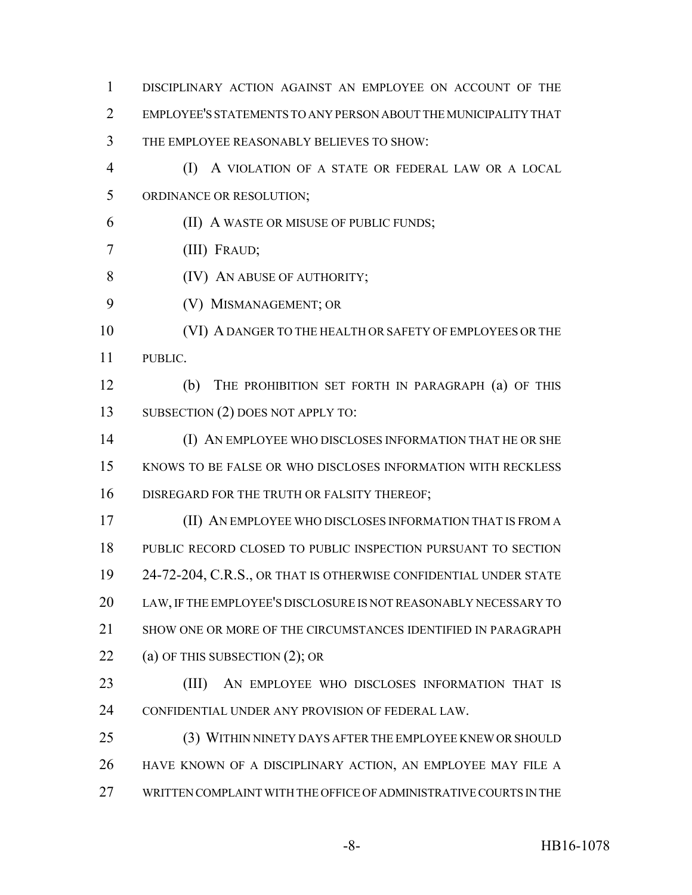DISCIPLINARY ACTION AGAINST AN EMPLOYEE ON ACCOUNT OF THE EMPLOYEE'S STATEMENTS TO ANY PERSON ABOUT THE MUNICIPALITY THAT THE EMPLOYEE REASONABLY BELIEVES TO SHOW:

(I) A VIOLATION OF A STATE OR FEDERAL LAW OR A LOCAL ORDINANCE OR RESOLUTION;

(II) A WASTE OR MISUSE OF PUBLIC FUNDS;

(III) FRAUD;

(IV) AN ABUSE OF AUTHORITY;

(V) MISMANAGEMENT; OR

(VI) A DANGER TO THE HEALTH OR SAFETY OF EMPLOYEES OR THE PUBLIC.

(b) THE PROHIBITION SET FORTH IN PARAGRAPH (a) OF THIS SUBSECTION (2) DOES NOT APPLY TO:

(I) AN EMPLOYEE WHO DISCLOSES INFORMATION THAT HE OR SHE KNOWS TO BE FALSE OR WHO DISCLOSES INFORMATION WITH RECKLESS DISREGARD FOR THE TRUTH OR FALSITY THEREOF;

(II) AN EMPLOYEE WHO DISCLOSES INFORMATION THAT IS FROM A PUBLIC RECORD CLOSED TO PUBLIC INSPECTION PURSUANT TO SECTION 24-72-204, C.R.S., OR THAT IS OTHERWISE CONFIDENTIAL UNDER STATE LAW, IF THE EMPLOYEE'S DISCLOSURE IS NOT REASONABLY NECESSARY TO SHOW ONE OR MORE OF THE CIRCUMSTANCES IDENTIFIED IN PARAGRAPH (a) OF THIS SUBSECTION (2); OR

(III) AN EMPLOYEE WHO DISCLOSES INFORMATION THAT IS CONFIDENTIAL UNDER ANY PROVISION OF FEDERAL LAW.

(3) WITHIN NINETY DAYS AFTER THE EMPLOYEE KNEW OR SHOULD HAVE KNOWN OF A DISCIPLINARY ACTION, AN EMPLOYEE MAY FILE A WRITTEN COMPLAINT WITH THE OFFICE OF ADMINISTRATIVE COURTS IN THE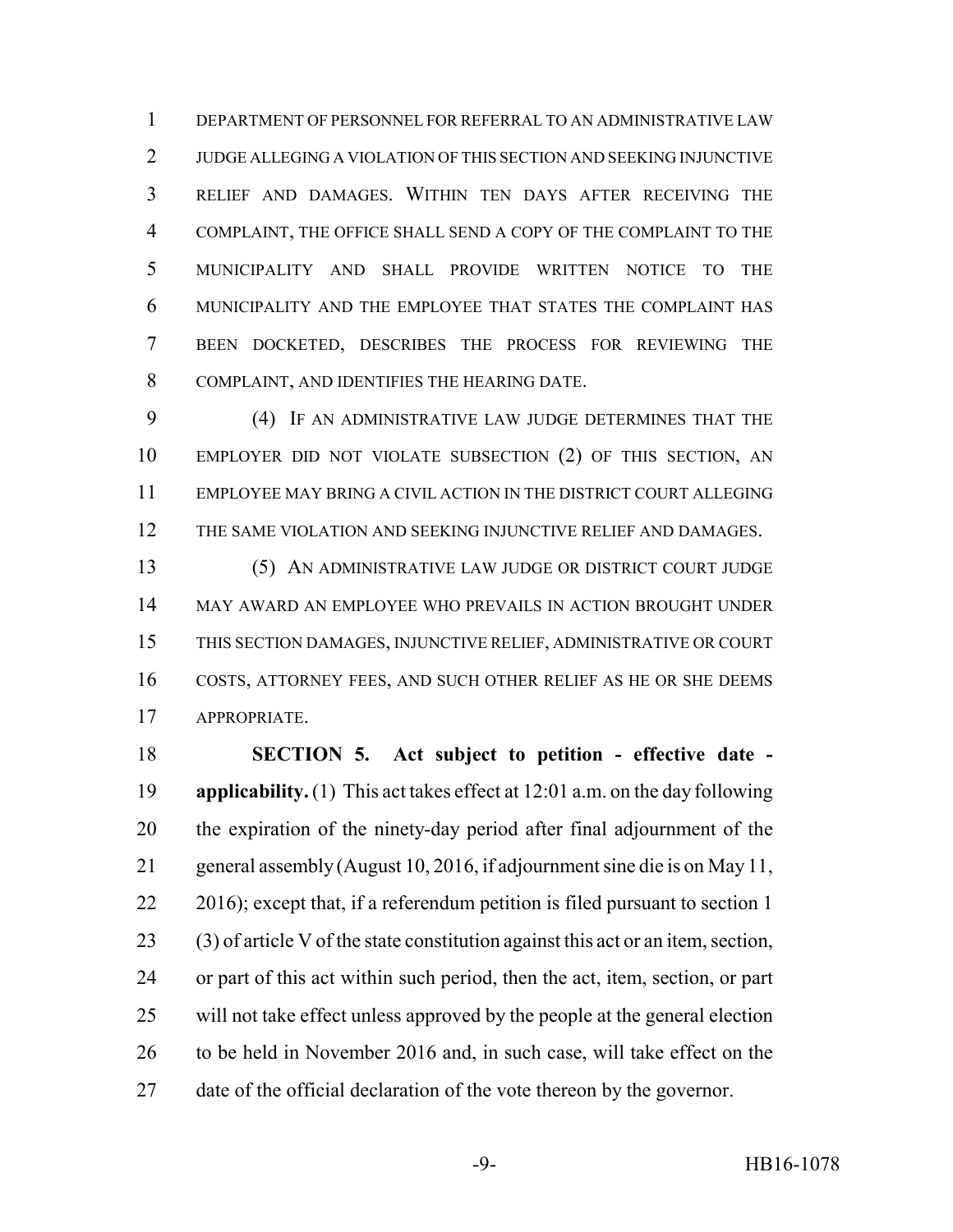DEPARTMENT OF PERSONNEL FOR REFERRAL TO AN ADMINISTRATIVE LAW JUDGE ALLEGING A VIOLATION OF THIS SECTION AND SEEKING INJUNCTIVE RELIEF AND DAMAGES. WITHIN TEN DAYS AFTER RECEIVING THE COMPLAINT, THE OFFICE SHALL SEND A COPY OF THE COMPLAINT TO THE MUNICIPALITY AND SHALL PROVIDE WRITTEN NOTICE TO THE MUNICIPALITY AND THE EMPLOYEE THAT STATES THE COMPLAINT HAS BEEN DOCKETED, DESCRIBES THE PROCESS FOR REVIEWING THE COMPLAINT, AND IDENTIFIES THE HEARING DATE.

(4) IF AN ADMINISTRATIVE LAW JUDGE DETERMINES THAT THE EMPLOYER DID NOT VIOLATE SUBSECTION (2) OF THIS SECTION, AN EMPLOYEE MAY BRING A CIVIL ACTION IN THE DISTRICT COURT ALLEGING THE SAME VIOLATION AND SEEKING INJUNCTIVE RELIEF AND DAMAGES.

(5) AN ADMINISTRATIVE LAW JUDGE OR DISTRICT COURT JUDGE MAY AWARD AN EMPLOYEE WHO PREVAILS IN ACTION BROUGHT UNDER THIS SECTION DAMAGES, INJUNCTIVE RELIEF, ADMINISTRATIVE OR COURT COSTS, ATTORNEY FEES, AND SUCH OTHER RELIEF AS HE OR SHE DEEMS APPROPRIATE.

**SECTION 5. Act subject to petition - effective date - applicability.** (1) This act takes effect at 12:01 a.m. on the day following the expiration of the ninety-day period after final adjournment of the general assembly (August 10, 2016, if adjournment sine die is on May 11, 2016); except that, if a referendum petition is filed pursuant to section 1 (3) of article V of the state constitution against this act or an item, section, or part of this act within such period, then the act, item, section, or part will not take effect unless approved by the people at the general election to be held in November 2016 and, in such case, will take effect on the date of the official declaration of the vote thereon by the governor.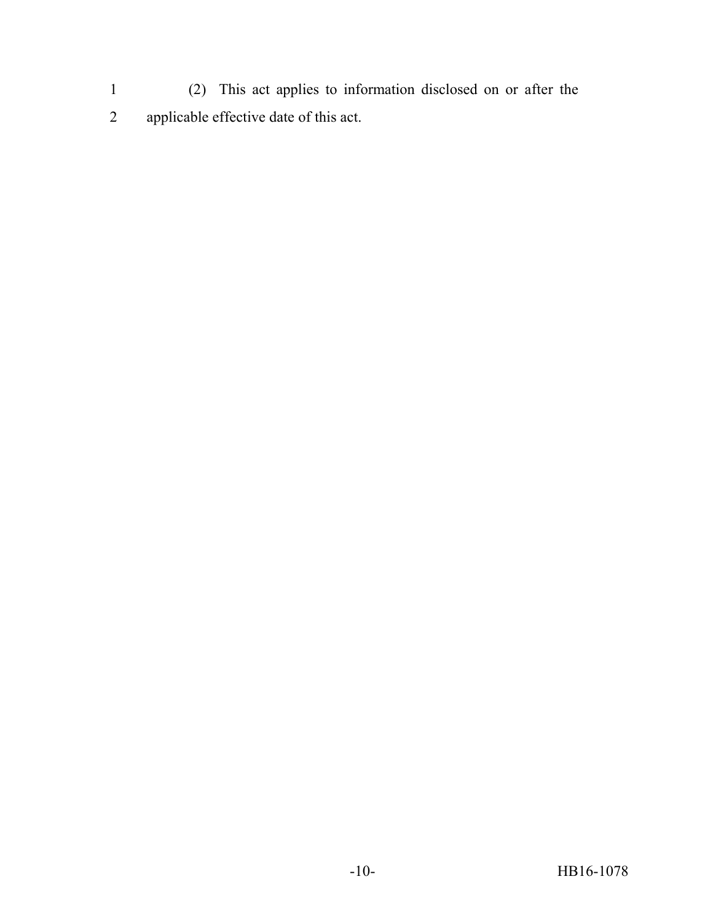(2) This act applies to information disclosed on or after the applicable effective date of this act.